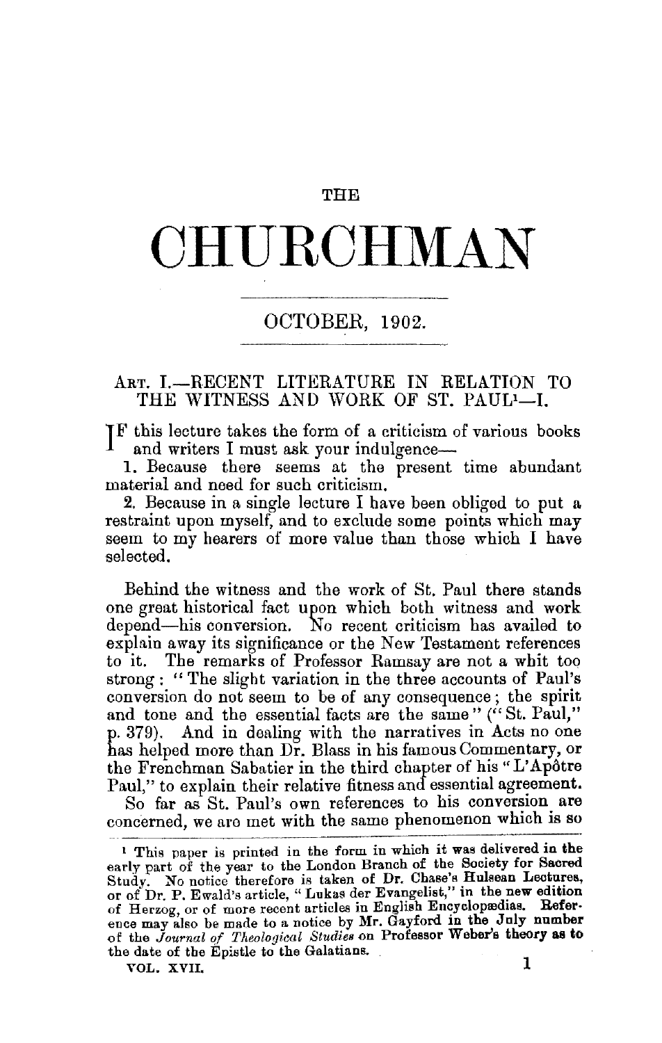THE

# CHURCHMAN

OCTOBER, 1902.

## ART. I.—RECENT LITERATURE IN RELATION TO THE WITNESS AND WORK OF ST. PAUL[1]—I.

IF this lecture takes the form of a criticism of various books and writers I must ask your indulgence—

1. Because there seems at the present time abundant material and need for such criticism.
2. Because in a single lecture I have been obliged to put a restraint upon myself, and to exclude some points which may seem to my hearers of more value than those which I have selected.

Behind the witness and the work of St. Paul there stands one great historical fact upon which both witness and work depend—his conversion. No recent criticism has availed to explain away its significance or the New Testament references to it. The remarks of Professor Ramsay are not a whit too strong: "The slight variation in the three accounts of Paul's conversion do not seem to be of any consequence; the spirit and tone and the essential facts are the same" ("St. Paul," p. 379). And in dealing with the narratives in Acts no one has helped more than Dr. Blass in his famous Commentary, or the Frenchman Sabatier in the third chapter of his "L'Apôtre Paul," to explain their relative fitness and essential agreement.

So far as St. Paul's own references to his conversion are concerned, we are met with the same phenomenon which is so

[1] This paper is printed in the form in which it was delivered in the early part of the year to the London Branch of the Society for Sacred Study. No notice therefore is taken of Dr. Chase's Hulsean Lectures, or of Dr. P. Ewald's article, "Lukas der Evangelist," in the new edition of Herzog, or of more recent articles in English Encyclopædias. Reference may also be made to a notice by Mr. Gayford in the July number of the *Journal of Theological Studies* on Professor Weber's theory as to the date of the Epistle to the Galatians.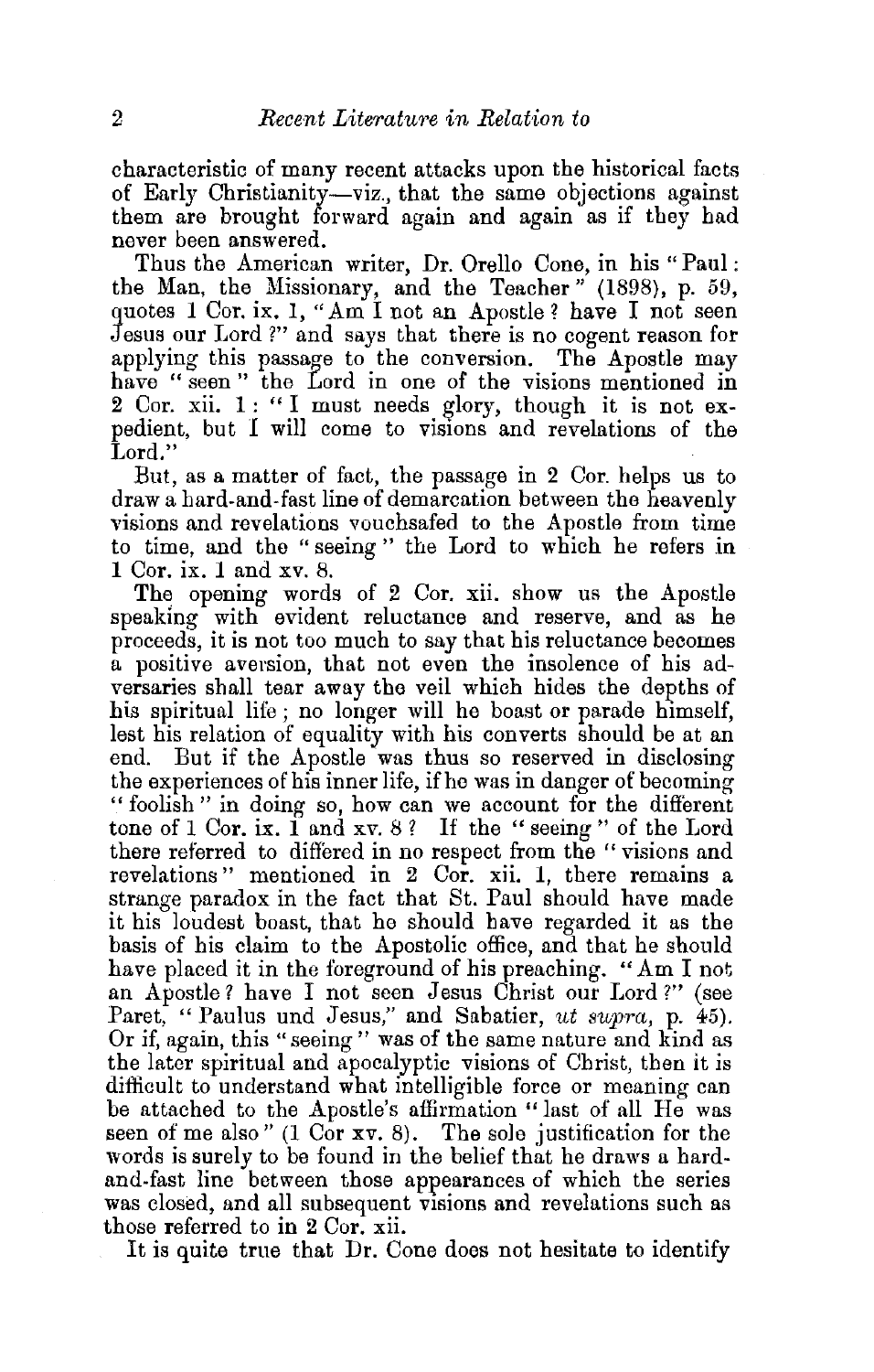characteristic of many recent attacks upon the historical facts of Early Christianity—viz., that the same objections against them are brought forward again and again as if they had never been answered.

Thus the American writer, Dr. Orello Cone, in his "Paul: the Man, the Missionary, and the Teacher" (1898), p. 59, quotes 1 Cor. ix. 1, "Am I not an Apostle? have I not seen Jesus our Lord?" and says that there is no cogent reason for applying this passage to the conversion. The Apostle may have "seen" the Lord in one of the visions mentioned in 2 Cor. xii. 1: "I must needs glory, though it is not expedient, but I will come to visions and revelations of the Lord."

But, as a matter of fact, the passage in 2 Cor. helps us to draw a hard-and-fast line of demarcation between the heavenly visions and revelations vouchsafed to the Apostle from time to time, and the "seeing" the Lord to which he refers in 1 Cor. ix. 1 and xv. 8.

The opening words of 2 Cor. xii. show us the Apostle speaking with evident reluctance and reserve, and as he proceeds, it is not too much to say that his reluctance becomes a positive aversion, that not even the insolence of his adversaries shall tear away the veil which hides the depths of his spiritual life; no longer will he boast or parade himself, lest his relation of equality with his converts should be at an end. But if the Apostle was thus so reserved in disclosing the experiences of his inner life, if he was in danger of becoming "foolish" in doing so, how can we account for the different tone of 1 Cor. ix. 1 and xv. 8? If the "seeing" of the Lord there referred to differed in no respect from the "visions and revelations" mentioned in 2 Cor. xii. 1, there remains a strange paradox in the fact that St. Paul should have made it his loudest boast, that he should have regarded it as the basis of his claim to the Apostolic office, and that he should have placed it in the foreground of his preaching. "Am I not an Apostle? have I not seen Jesus Christ our Lord?" (see Paret, "Paulus und Jesus," and Sabatier, *ut supra*, p. 45). Or if, again, this "seeing" was of the same nature and kind as the later spiritual and apocalyptic visions of Christ, then it is difficult to understand what intelligible force or meaning can be attached to the Apostle's affirmation "last of all He was seen of me also" (1 Cor xv. 8). The sole justification for the words is surely to be found in the belief that he draws a hard-and-fast line between those appearances of which the series was closed, and all subsequent visions and revelations such as those referred to in 2 Cor. xii.

It is quite true that Dr. Cone does not hesitate to identify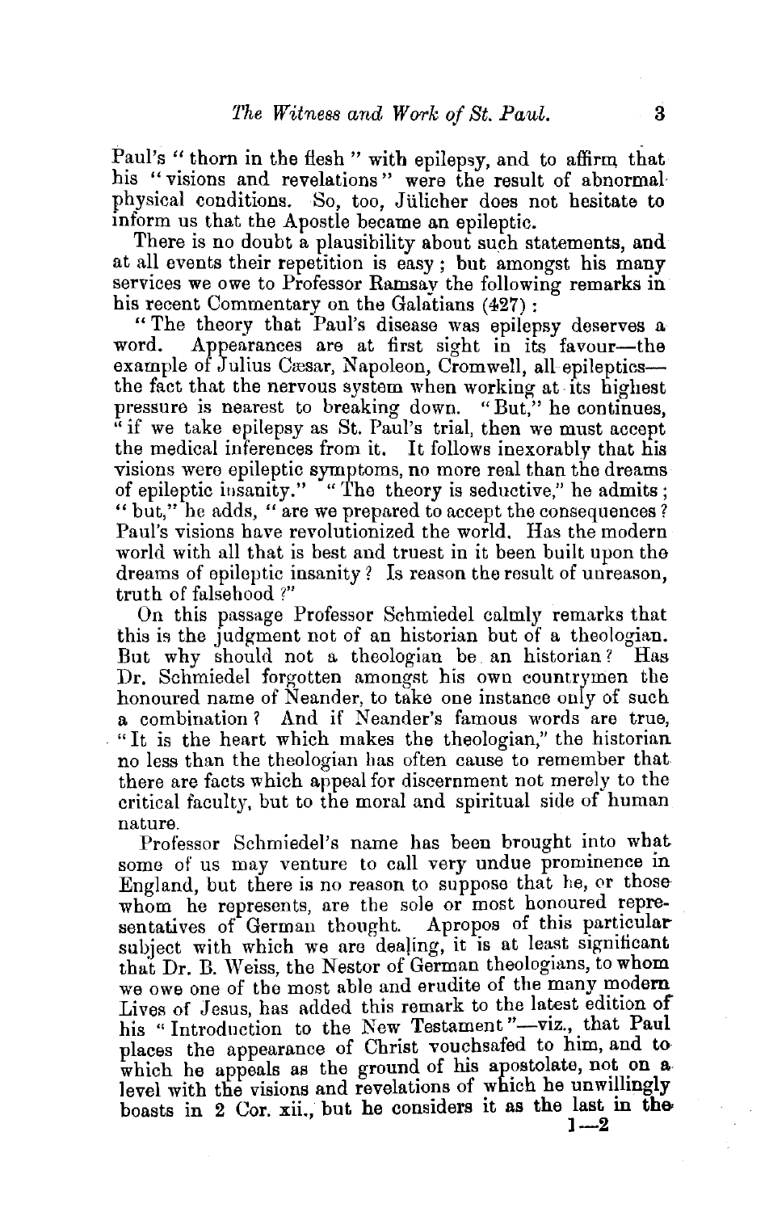Paul's "thorn in the flesh" with epilepsy, and to affirm that his "visions and revelations" were the result of abnormal physical conditions. So, too, Jülicher does not hesitate to inform us that the Apostle became an epileptic.

There is no doubt a plausibility about such statements, and at all events their repetition is easy; but amongst his many services we owe to Professor Ramsay the following remarks in his recent Commentary on the Galatians (427):

"The theory that Paul's disease was epilepsy deserves a word. Appearances are at first sight in its favour—the example of Julius Cæsar, Napoleon, Cromwell, all epileptics—the fact that the nervous system when working at its highest pressure is nearest to breaking down. "But," he continues, "if we take epilepsy as St. Paul's trial, then we must accept the medical inferences from it. It follows inexorably that his visions were epileptic symptoms, no more real than the dreams of epileptic insanity." "The theory is seductive," he admits; "but," he adds, "are we prepared to accept the consequences? Paul's visions have revolutionized the world. Has the modern world with all that is best and truest in it been built upon the dreams of epileptic insanity? Is reason the result of unreason, truth of falsehood?"

On this passage Professor Schmiedel calmly remarks that this is the judgment not of an historian but of a theologian. But why should not a theologian be an historian? Has Dr. Schmiedel forgotten amongst his own countrymen the honoured name of Neander, to take one instance only of such a combination? And if Neander's famous words are true, "It is the heart which makes the theologian," the historian no less than the theologian has often cause to remember that there are facts which appeal for discernment not merely to the critical faculty, but to the moral and spiritual side of human nature.

Professor Schmiedel's name has been brought into what some of us may venture to call very undue prominence in England, but there is no reason to suppose that he, or those whom he represents, are the sole or most honoured representatives of German thought. Apropos of this particular subject with which we are dealing, it is at least significant that Dr. B. Weiss, the Nestor of German theologians, to whom we owe one of the most able and erudite of the many modern Lives of Jesus, has added this remark to the latest edition of his "Introduction to the New Testament"—viz., that Paul places the appearance of Christ vouchsafed to him, and to which he appeals as the ground of his apostolate, not on a level with the visions and revelations of which he unwillingly boasts in 2 Cor. xii., but he considers it as the last in the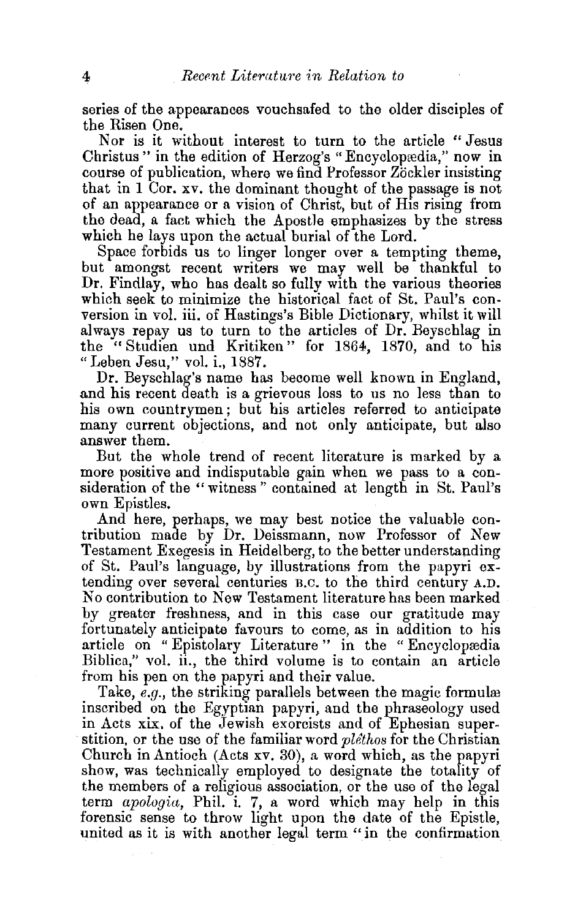series of the appearances vouchsafed to the older disciples of the Risen One.

Nor is it without interest to turn to the article "Jesus Christus" in the edition of Herzog's "Encyclopædia," now in course of publication, where we find Professor Zöckler insisting that in 1 Cor. xv. the dominant thought of the passage is not of an appearance or a vision of Christ, but of His rising from the dead, a fact which the Apostle emphasizes by the stress which he lays upon the actual burial of the Lord.

Space forbids us to linger longer over a tempting theme, but amongst recent writers we may well be thankful to Dr. Findlay, who has dealt so fully with the various theories which seek to minimize the historical fact of St. Paul's conversion in vol. iii. of Hastings's Bible Dictionary, whilst it will always repay us to turn to the articles of Dr. Beyschlag in the "Studien und Kritiken" for 1864, 1870, and to his "Leben Jesu," vol. i., 1887.

Dr. Beyschlag's name has become well known in England, and his recent death is a grievous loss to us no less than to his own countrymen; but his articles referred to anticipate many current objections, and not only anticipate, but also answer them.

But the whole trend of recent literature is marked by a more positive and indisputable gain when we pass to a consideration of the "witness" contained at length in St. Paul's own Epistles.

And here, perhaps, we may best notice the valuable contribution made by Dr. Deissmann, now Professor of New Testament Exegesis in Heidelberg, to the better understanding of St. Paul's language, by illustrations from the papyri extending over several centuries B.C. to the third century A.D. No contribution to New Testament literature has been marked by greater freshness, and in this case our gratitude may fortunately anticipate favours to come, as in addition to his article on "Epistolary Literature" in the "Encyclopædia Biblica," vol. ii., the third volume is to contain an article from his pen on the papyri and their value.

Take, *e.g.*, the striking parallels between the magic formulæ inscribed on the Egyptian papyri, and the phraseology used in Acts xix. of the Jewish exorcists and of Ephesian superstition, or the use of the familiar word *plêthos* for the Christian Church in Antioch (Acts xv. 30), a word which, as the papyri show, was technically employed to designate the totality of the members of a religious association, or the use of the legal term *apologia*, Phil. i. 7, a word which may help in this forensic sense to throw light upon the date of the Epistle, united as it is with another legal term "in the confirmation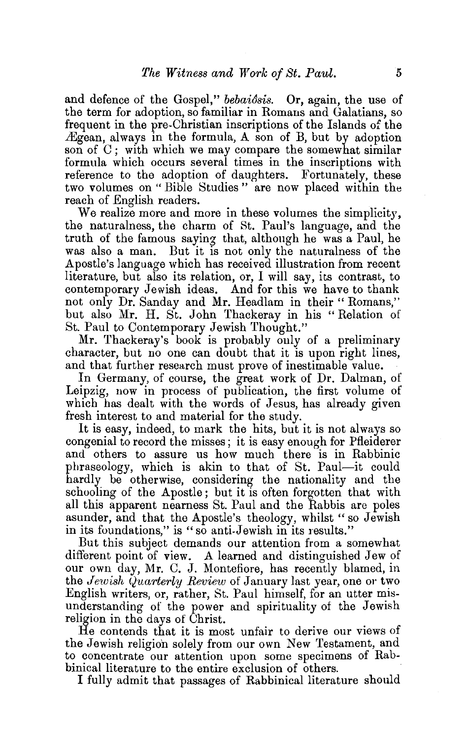and defence of the Gospel," *bebaiôsis*. Or, again, the use of the term for adoption, so familiar in Romans and Galatians, so frequent in the pre-Christian inscriptions of the Islands of the Ægean, always in the formula, A son of B, but by adoption son of C; with which we may compare the somewhat similar formula which occurs several times in the inscriptions with reference to the adoption of daughters. Fortunately, these two volumes on "Bible Studies" are now placed within the reach of English readers.

We realize more and more in these volumes the simplicity, the naturalness, the charm of St. Paul's language, and the truth of the famous saying that, although he was a Paul, he was also a man. But it is not only the naturalness of the Apostle's language which has received illustration from recent literature, but also its relation, or, I will say, its contrast, to contemporary Jewish ideas. And for this we have to thank not only Dr. Sanday and Mr. Headlam in their "Romans," but also Mr. H. St. John Thackeray in his "Relation of St. Paul to Contemporary Jewish Thought."

Mr. Thackeray's book is probably only of a preliminary character, but no one can doubt that it is upon right lines, and that further research must prove of inestimable value.

In Germany, of course, the great work of Dr. Dalman, of Leipzig, now in process of publication, the first volume of which has dealt with the words of Jesus, has already given fresh interest to and material for the study.

It is easy, indeed, to mark the hits, but it is not always so congenial to record the misses; it is easy enough for Pfleiderer and others to assure us how much there is in Rabbinic phraseology, which is akin to that of St. Paul—it could hardly be otherwise, considering the nationality and the schooling of the Apostle; but it is often forgotten that with all this apparent nearness St. Paul and the Rabbis are poles asunder, and that the Apostle's theology, whilst "so Jewish in its foundations," is "so anti-Jewish in its results."

But this subject demands our attention from a somewhat different point of view. A learned and distinguished Jew of our own day, Mr. C. J. Montefiore, has recently blamed, in the *Jewish Quarterly Review* of January last year, one or two English writers, or, rather, St. Paul himself, for an utter misunderstanding of the power and spirituality of the Jewish religion in the days of Christ.

He contends that it is most unfair to derive our views of the Jewish religion solely from our own New Testament, and to concentrate our attention upon some specimens of Rabbinical literature to the entire exclusion of others.

I fully admit that passages of Rabbinical literature should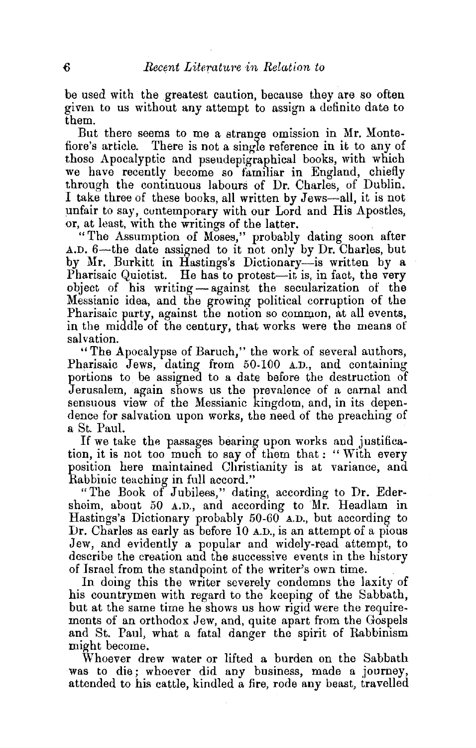be used with the greatest caution, because they are so often given to us without any attempt to assign a definite date to them.

But there seems to me a strange omission in Mr. Montefiore's article. There is not a single reference in it to any of those Apocalyptic and pseudepigraphical books, with which we have recently become so familiar in England, chiefly through the continuous labours of Dr. Charles, of Dublin. I take three of these books, all written by Jews—all, it is not unfair to say, contemporary with our Lord and His Apostles, or, at least, with the writings of the latter.

"The Assumption of Moses," probably dating soon after A.D. 6—the date assigned to it not only by Dr. Charles, but by Mr. Burkitt in Hastings's Dictionary—is written by a Pharisaic Quietist. He has to protest—it is, in fact, the very object of his writing—against the secularization of the Messianic idea, and the growing political corruption of the Pharisaic party, against the notion so common, at all events, in the middle of the century, that works were the means of salvation.

"The Apocalypse of Baruch," the work of several authors, Pharisaic Jews, dating from 50-100 A.D., and containing portions to be assigned to a date before the destruction of Jerusalem, again shows us the prevalence of a carnal and sensuous view of the Messianic kingdom, and, in its dependence for salvation upon works, the need of the preaching of a St. Paul.

If we take the passages bearing upon works and justification, it is not too much to say of them that: "With every position here maintained Christianity is at variance, and Rabbinic teaching in full accord."

"The Book of Jubilees," dating, according to Dr. Edersheim, about 50 A.D., and according to Mr. Headlam in Hastings's Dictionary probably 50-60 A.D., but according to Dr. Charles as early as before 10 A.D., is an attempt of a pious Jew, and evidently a popular and widely-read attempt, to describe the creation and the successive events in the history of Israel from the standpoint of the writer's own time.

In doing this the writer severely condemns the laxity of his countrymen with regard to the keeping of the Sabbath, but at the same time he shows us how rigid were the requirements of an orthodox Jew, and, quite apart from the Gospels and St. Paul, what a fatal danger the spirit of Rabbinism might become.

Whoever drew water or lifted a burden on the Sabbath was to die; whoever did any business, made a journey, attended to his cattle, kindled a fire, rode any beast, travelled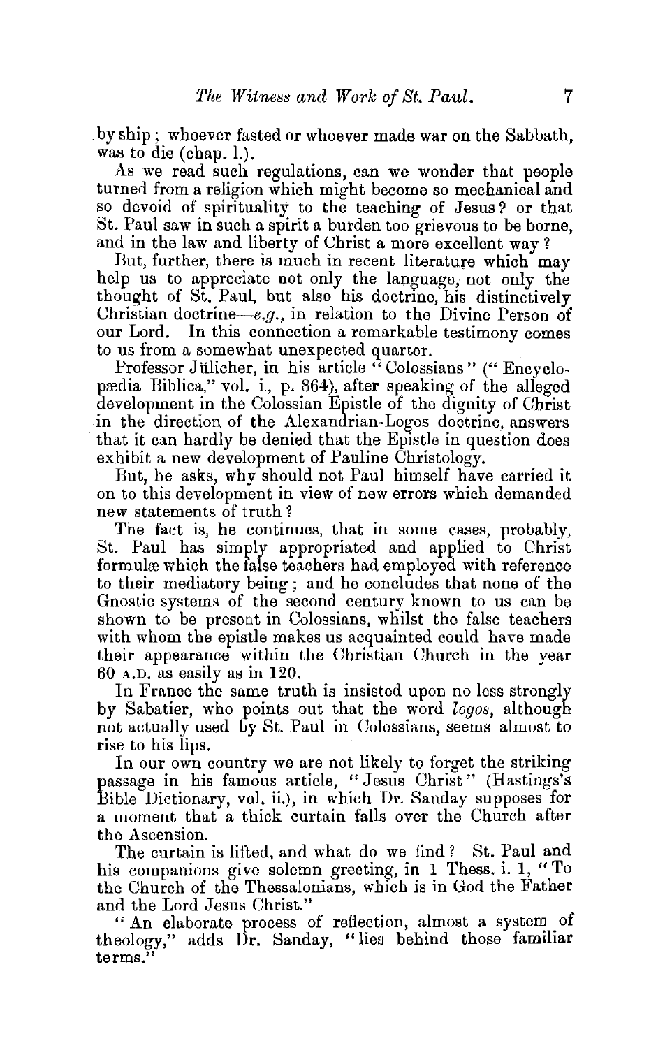by ship; whoever fasted or whoever made war on the Sabbath, was to die (chap. l.).

As we read such regulations, can we wonder that people turned from a religion which might become so mechanical and so devoid of spirituality to the teaching of Jesus? or that St. Paul saw in such a spirit a burden too grievous to be borne, and in the law and liberty of Christ a more excellent way?

But, further, there is much in recent literature which may help us to appreciate not only the language, not only the thought of St. Paul, but also his doctrine, his distinctively Christian doctrine—*e.g.*, in relation to the Divine Person of our Lord. In this connection a remarkable testimony comes to us from a somewhat unexpected quarter.

Professor Jülicher, in his article "Colossians" ("Encyclopædia Biblica," vol. i., p. 864), after speaking of the alleged development in the Colossian Epistle of the dignity of Christ in the direction of the Alexandrian-Logos doctrine, answers that it can hardly be denied that the Epistle in question does exhibit a new development of Pauline Christology.

But, he asks, why should not Paul himself have carried it on to this development in view of new errors which demanded new statements of truth?

The fact is, he continues, that in some cases, probably, St. Paul has simply appropriated and applied to Christ formulæ which the false teachers had employed with reference to their mediatory being; and he concludes that none of the Gnostic systems of the second century known to us can be shown to be present in Colossians, whilst the false teachers with whom the epistle makes us acquainted could have made their appearance within the Christian Church in the year 60 A.D. as easily as in 120.

In France the same truth is insisted upon no less strongly by Sabatier, who points out that the word *logos*, although not actually used by St. Paul in Colossians, seems almost to rise to his lips.

In our own country we are not likely to forget the striking passage in his famous article, "Jesus Christ" (Hastings's Bible Dictionary, vol. ii.), in which Dr. Sanday supposes for a moment that a thick curtain falls over the Church after the Ascension.

The curtain is lifted, and what do we find? St. Paul and his companions give solemn greeting, in 1 Thess. i. 1, "To the Church of the Thessalonians, which is in God the Father and the Lord Jesus Christ."

"An elaborate process of reflection, almost a system of theology," adds Dr. Sanday, "lies behind those familiar terms."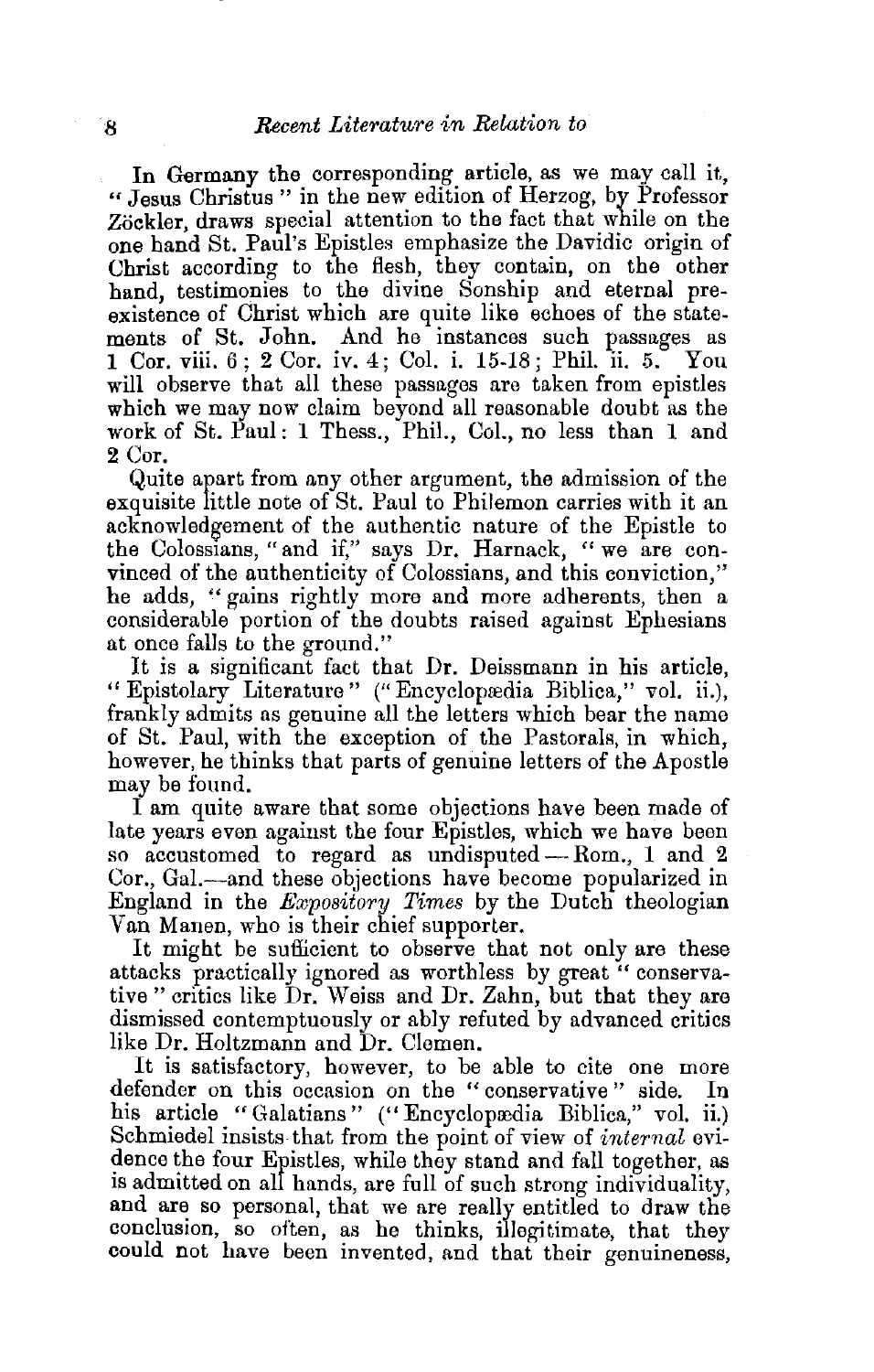In Germany the corresponding article, as we may call it, "Jesus Christus" in the new edition of Herzog, by Professor Zöckler, draws special attention to the fact that while on the one hand St. Paul's Epistles emphasize the Davidic origin of Christ according to the flesh, they contain, on the other hand, testimonies to the divine Sonship and eternal pre-existence of Christ which are quite like echoes of the statements of St. John. And he instances such passages as 1 Cor. viii. 6; 2 Cor. iv. 4; Col. i. 15-18; Phil. ii. 5. You will observe that all these passages are taken from epistles which we may now claim beyond all reasonable doubt as the work of St. Paul: 1 Thess., Phil., Col., no less than 1 and 2 Cor.

Quite apart from any other argument, the admission of the exquisite little note of St. Paul to Philemon carries with it an acknowledgement of the authentic nature of the Epistle to the Colossians, "and if," says Dr. Harnack, "we are convinced of the authenticity of Colossians, and this conviction," he adds, "gains rightly more and more adherents, then a considerable portion of the doubts raised against Ephesians at once falls to the ground."

It is a significant fact that Dr. Deissmann in his article, "Epistolary Literature" ("Encyclopædia Biblica," vol. ii.), frankly admits as genuine all the letters which bear the name of St. Paul, with the exception of the Pastorals, in which, however, he thinks that parts of genuine letters of the Apostle may be found.

I am quite aware that some objections have been made of late years even against the four Epistles, which we have been so accustomed to regard as undisputed—Rom., 1 and 2 Cor., Gal.—and these objections have become popularized in England in the *Expository Times* by the Dutch theologian Van Manen, who is their chief supporter.

It might be sufficient to observe that not only are these attacks practically ignored as worthless by great "conservative" critics like Dr. Weiss and Dr. Zahn, but that they are dismissed contemptuously or ably refuted by advanced critics like Dr. Holtzmann and Dr. Clemen.

It is satisfactory, however, to be able to cite one more defender on this occasion on the "conservative" side. In his article "Galatians" ("Encyclopædia Biblica," vol. ii.) Schmiedel insists that from the point of view of *internal* evidence the four Epistles, while they stand and fall together, as is admitted on all hands, are full of such strong individuality, and are so personal, that we are really entitled to draw the conclusion, so often, as he thinks, illegitimate, that they could not have been invented, and that their genuineness,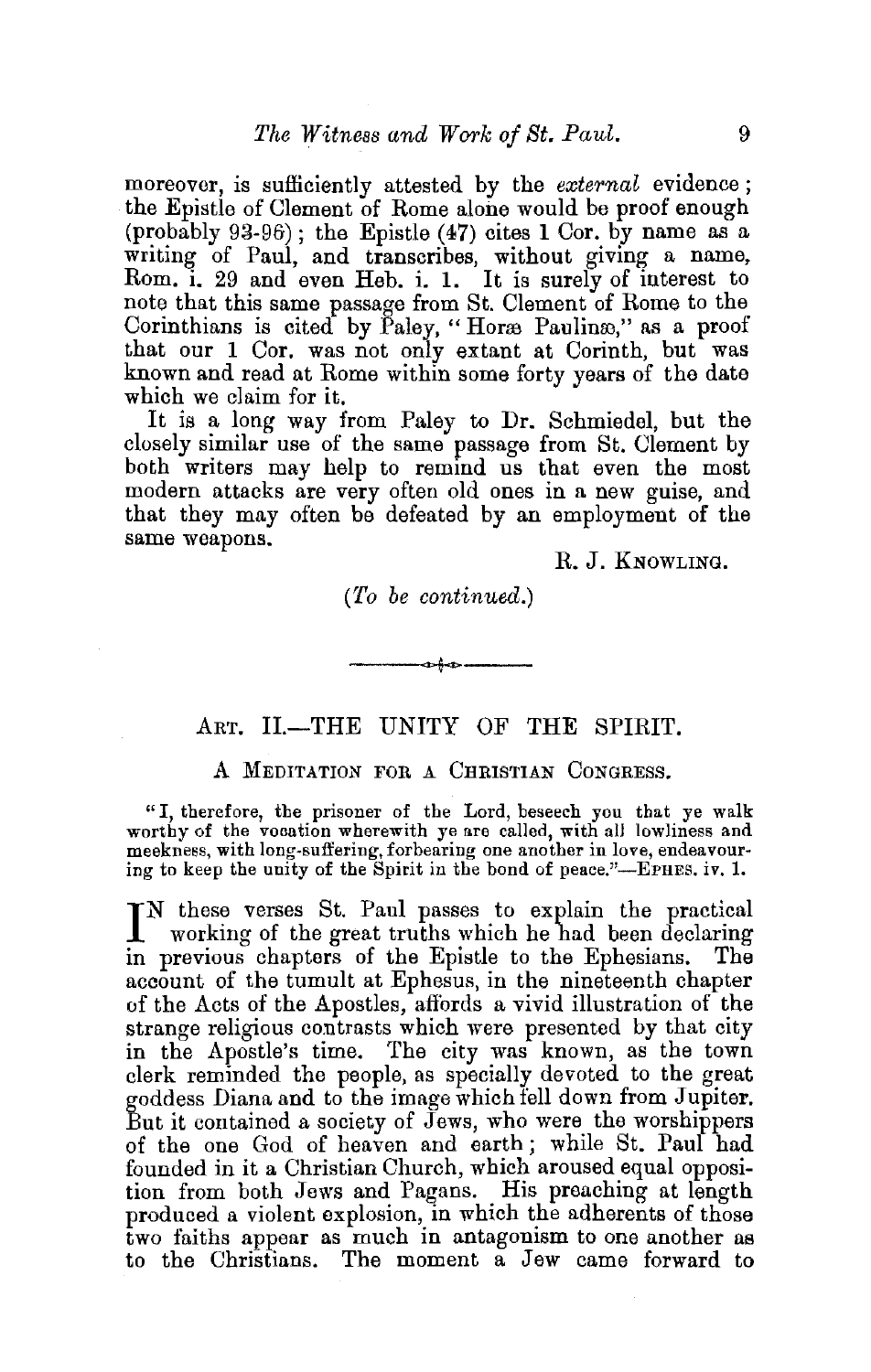moreover, is sufficiently attested by the *external* evidence; the Epistle of Clement of Rome alone would be proof enough (probably 93-96); the Epistle (47) cites 1 Cor. by name as a writing of Paul, and transcribes, without giving a name, Rom. i. 29 and even Heb. i. 1. It is surely of interest to note that this same passage from St. Clement of Rome to the Corinthians is cited by Paley, "Horæ Paulinæ," as a proof that our 1 Cor. was not only extant at Corinth, but was known and read at Rome within some forty years of the date which we claim for it.

It is a long way from Paley to Dr. Schmiedel, but the closely similar use of the same passage from St. Clement by both writers may help to remind us that even the most modern attacks are very often old ones in a new guise, and that they may often be defeated by an employment of the same weapons.

R. J. KNOWLING.

*(To be continued.)*

---

## ART. II.—THE UNITY OF THE SPIRIT.

### A MEDITATION FOR A CHRISTIAN CONGRESS.

"I, therefore, the prisoner of the Lord, beseech you that ye walk worthy of the vocation wherewith ye are called, with all lowliness and meekness, with long-suffering, forbearing one another in love, endeavouring to keep the unity of the Spirit in the bond of peace."—EPHES. iv. 1.

IN these verses St. Paul passes to explain the practical working of the great truths which he had been declaring in previous chapters of the Epistle to the Ephesians. The account of the tumult at Ephesus, in the nineteenth chapter of the Acts of the Apostles, affords a vivid illustration of the strange religious contrasts which were presented by that city in the Apostle's time. The city was known, as the town clerk reminded the people, as specially devoted to the great goddess Diana and to the image which fell down from Jupiter. But it contained a society of Jews, who were the worshippers of the one God of heaven and earth; while St. Paul had founded in it a Christian Church, which aroused equal opposition from both Jews and Pagans. His preaching at length produced a violent explosion, in which the adherents of those two faiths appear as much in antagonism to one another as to the Christians. The moment a Jew came forward to